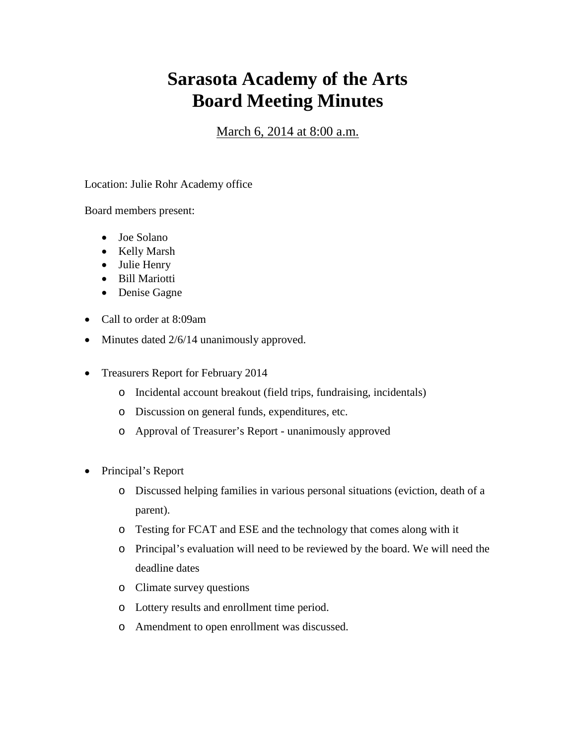# Sarasota Academy of the Arts
# Board Meeting Minutes

March 6, 2014 at 8:00 a.m.

Location: Julie Rohr Academy office

Board members present:

- Joe Solano
- Kelly Marsh
- Julie Henry
- Bill Mariotti
- Denise Gagne

- Call to order at 8:09am
- Minutes dated 2/6/14 unanimously approved.
- Treasurers Report for February 2014
  - Incidental account breakout (field trips, fundraising, incidentals)
  - Discussion on general funds, expenditures, etc.
  - Approval of Treasurer's Report - unanimously approved
- Principal's Report
  - Discussed helping families in various personal situations (eviction, death of a parent).
  - Testing for FCAT and ESE and the technology that comes along with it
  - Principal's evaluation will need to be reviewed by the board. We will need the deadline dates
  - Climate survey questions
  - Lottery results and enrollment time period.
  - Amendment to open enrollment was discussed.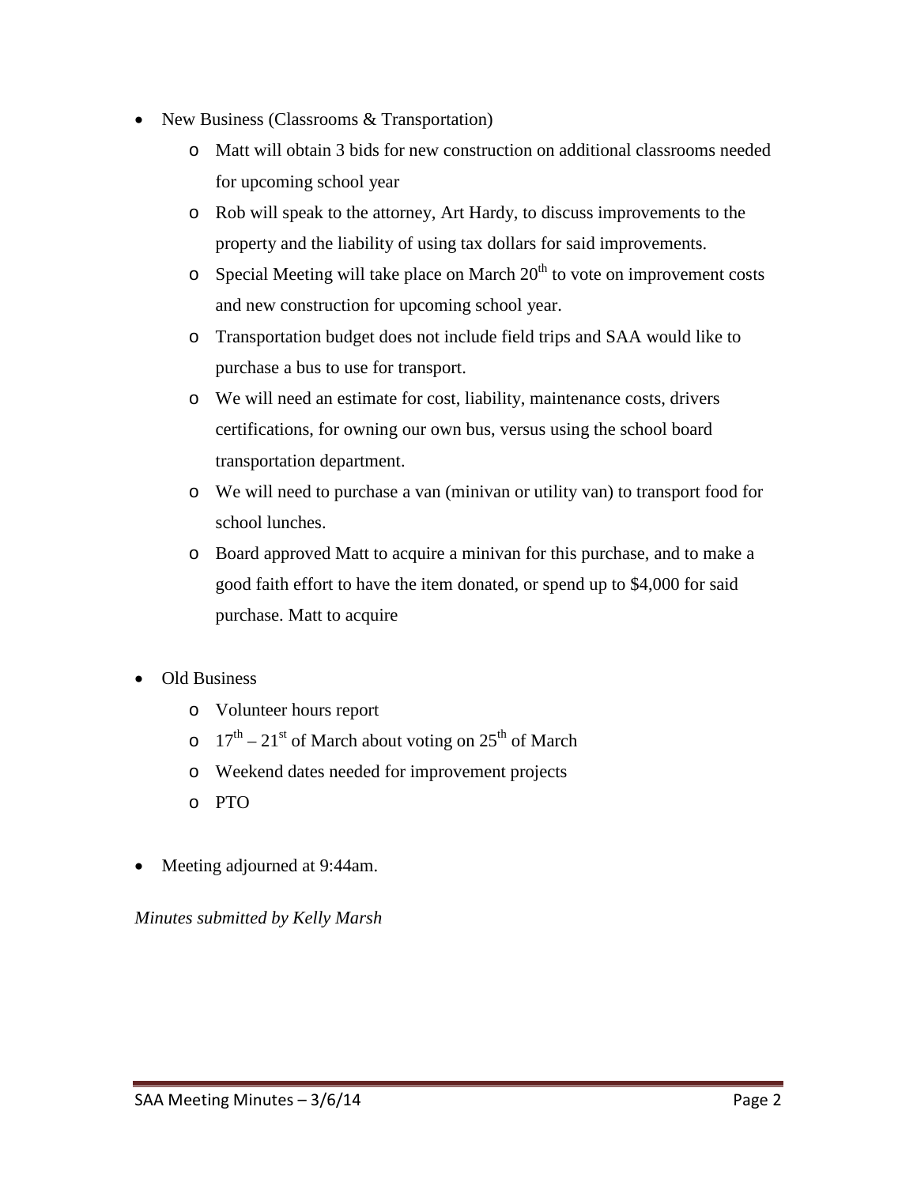- New Business (Classrooms & Transportation)
  - Matt will obtain 3 bids for new construction on additional classrooms needed for upcoming school year
  - Rob will speak to the attorney, Art Hardy, to discuss improvements to the property and the liability of using tax dollars for said improvements.
  - Special Meeting will take place on March 20th to vote on improvement costs and new construction for upcoming school year.
  - Transportation budget does not include field trips and SAA would like to purchase a bus to use for transport.
  - We will need an estimate for cost, liability, maintenance costs, drivers certifications, for owning our own bus, versus using the school board transportation department.
  - We will need to purchase a van (minivan or utility van) to transport food for school lunches.
  - Board approved Matt to acquire a minivan for this purchase, and to make a good faith effort to have the item donated, or spend up to $4,000 for said purchase. Matt to acquire

- Old Business
  - Volunteer hours report
  - 17th – 21st of March about voting on 25th of March
  - Weekend dates needed for improvement projects
  - PTO

- Meeting adjourned at 9:44am.

*Minutes submitted by Kelly Marsh*